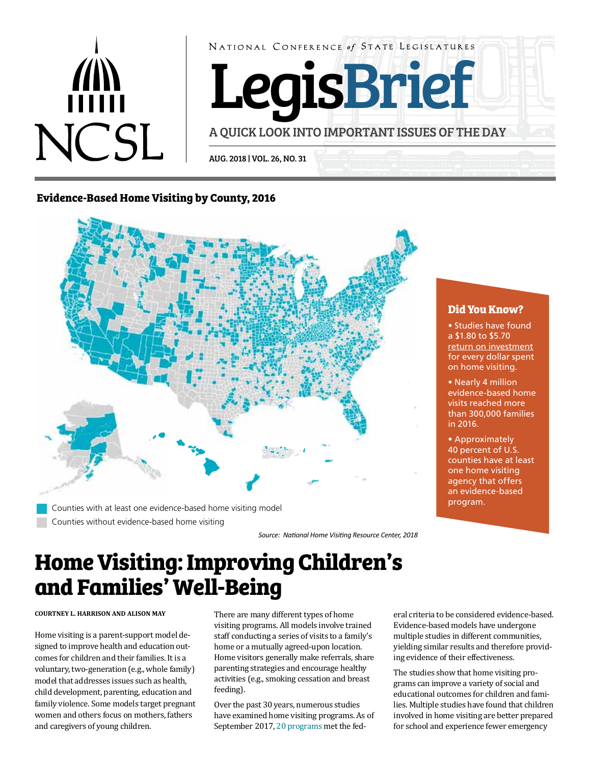NATIONAL CONFERENCE *of* STATE LEGISLATURES

# LegisBrief

A QUICK LOOK INTO IMPORTANT ISSUES OF THE DAY

AUG. 2018 | VOL. 26, NO. 31

### Evidence-Based Home Visiting by County, 2016

Counties with at least one evidence-based home visiting model

Counties without evidence-based home visiting

*Source: National Home Visiting Resource Center, 2018*

### Did You Know?

- Studies have found a $1.80 to $5.70 return on investment for every dollar spent on home visiting.
- Nearly 4 million evidence-based home visits reached more than 300,000 families in 2016.
- Approximately 40 percent of U.S. counties have at least one home visiting agency that offers an evidence-based program.

# Home Visiting: Improving Children's and Families' Well-Being

**COURTNEY L. HARRISON AND ALISON MAY**

Home visiting is a parent-support model designed to improve health and education outcomes for children and their families. It is a voluntary, two-generation (e.g., whole family) model that addresses issues such as health, child development, parenting, education and family violence. Some models target pregnant women and others focus on mothers, fathers and caregivers of young children.

There are many different types of home visiting programs. All models involve trained staff conducting a series of visits to a family's home or a mutually agreed-upon location. Home visitors generally make referrals, share parenting strategies and encourage healthy activities (e.g., smoking cessation and breast feeding).

Over the past 30 years, numerous studies have examined home visiting programs. As of September 2017, 20 programs met the federal criteria to be considered evidence-based. Evidence-based models have undergone multiple studies in different communities, yielding similar results and therefore providing evidence of their effectiveness.

The studies show that home visiting programs can improve a variety of social and educational outcomes for children and families. Multiple studies have found that children involved in home visiting are better prepared for school and experience fewer emergency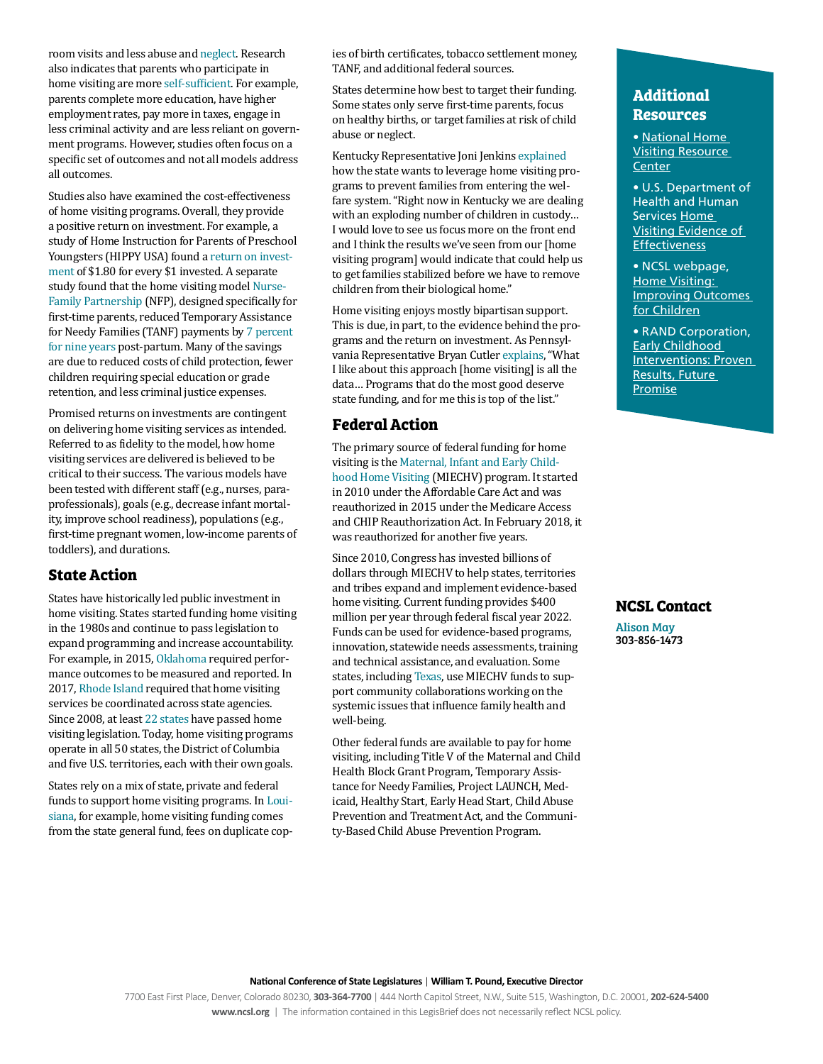room visits and less abuse and neglect. Research also indicates that parents who participate in home visiting are more self-sufficient. For example, parents complete more education, have higher employment rates, pay more in taxes, engage in less criminal activity and are less reliant on government programs. However, studies often focus on a specific set of outcomes and not all models address all outcomes.

Studies also have examined the cost-effectiveness of home visiting programs. Overall, they provide a positive return on investment. For example, a study of Home Instruction for Parents of Preschool Youngsters (HIPPY USA) found a return on investment of $1.80 for every $1 invested. A separate study found that the home visiting model Nurse-Family Partnership (NFP), designed specifically for first-time parents, reduced Temporary Assistance for Needy Families (TANF) payments by 7 percent for nine years post-partum. Many of the savings are due to reduced costs of child protection, fewer children requiring special education or grade retention, and less criminal justice expenses.

Promised returns on investments are contingent on delivering home visiting services as intended. Referred to as fidelity to the model, how home visiting services are delivered is believed to be critical to their success. The various models have been tested with different staff (e.g., nurses, paraprofessionals), goals (e.g., decrease infant mortality, improve school readiness), populations (e.g., first-time pregnant women, low-income parents of toddlers), and durations.

## State Action

States have historically led public investment in home visiting. States started funding home visiting in the 1980s and continue to pass legislation to expand programming and increase accountability. For example, in 2015, Oklahoma required performance outcomes to be measured and reported. In 2017, Rhode Island required that home visiting services be coordinated across state agencies. Since 2008, at least 22 states have passed home visiting legislation. Today, home visiting programs operate in all 50 states, the District of Columbia and five U.S. territories, each with their own goals.

States rely on a mix of state, private and federal funds to support home visiting programs. In Louisiana, for example, home visiting funding comes from the state general fund, fees on duplicate copies of birth certificates, tobacco settlement money, TANF, and additional federal sources.

States determine how best to target their funding. Some states only serve first-time parents, focus on healthy births, or target families at risk of child abuse or neglect.

Kentucky Representative Joni Jenkins explained how the state wants to leverage home visiting programs to prevent families from entering the welfare system. "Right now in Kentucky we are dealing with an exploding number of children in custody… I would love to see us focus more on the front end and I think the results we've seen from our [home visiting program] would indicate that could help us to get families stabilized before we have to remove children from their biological home."

Home visiting enjoys mostly bipartisan support. This is due, in part, to the evidence behind the programs and the return on investment. As Pennsylvania Representative Bryan Cutler explains, "What I like about this approach [home visiting] is all the data… Programs that do the most good deserve state funding, and for me this is top of the list."

## Federal Action

The primary source of federal funding for home visiting is the Maternal, Infant and Early Childhood Home Visiting (MIECHV) program. It started in 2010 under the Affordable Care Act and was reauthorized in 2015 under the Medicare Access and CHIP Reauthorization Act. In February 2018, it was reauthorized for another five years.

Since 2010, Congress has invested billions of dollars through MIECHV to help states, territories and tribes expand and implement evidence-based home visiting. Current funding provides $400 million per year through federal fiscal year 2022. Funds can be used for evidence-based programs, innovation, statewide needs assessments, training and technical assistance, and evaluation. Some states, including Texas, use MIECHV funds to support community collaborations working on the systemic issues that influence family health and well-being.

Other federal funds are available to pay for home visiting, including Title V of the Maternal and Child Health Block Grant Program, Temporary Assistance for Needy Families, Project LAUNCH, Medicaid, Healthy Start, Early Head Start, Child Abuse Prevention and Treatment Act, and the Community-Based Child Abuse Prevention Program.

## Additional Resources

- National Home Visiting Resource Center
- U.S. Department of Health and Human Services Home Visiting Evidence of Effectiveness
- NCSL webpage, Home Visiting: Improving Outcomes for Children
- RAND Corporation, Early Childhood Interventions: Proven Results, Future Promise

## NCSL Contact

Alison May
303-856-1473

**National Conference of State Legislatures** | **William T. Pound, Executive Director**

7700 East First Place, Denver, Colorado 80230, **303-364-7700** | 444 North Capitol Street, N.W., Suite 515, Washington, D.C. 20001, **202-624-5400**

**www.ncsl.org** | The information contained in this LegisBrief does not necessarily reflect NCSL policy.